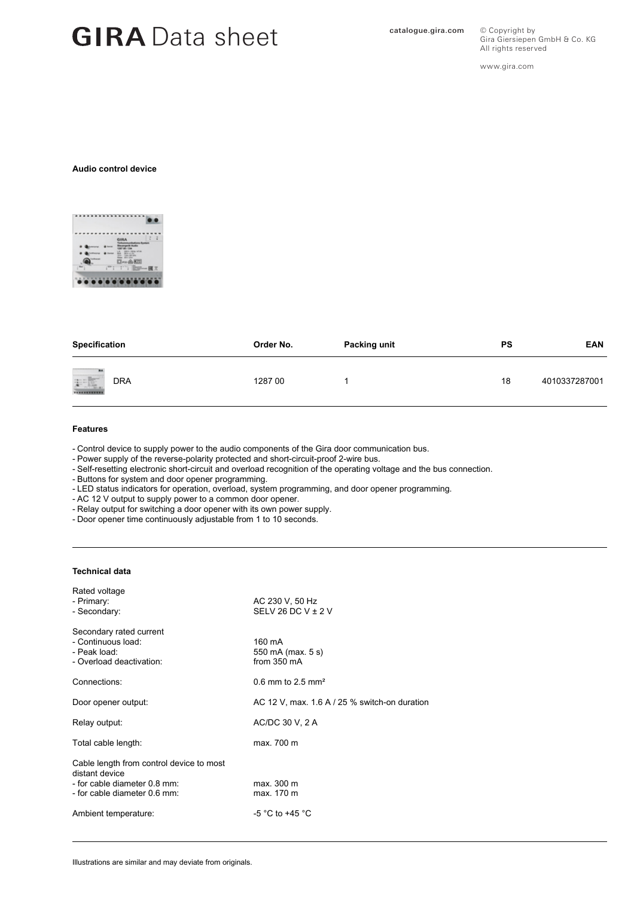# GIRA Data sheet

catalogue.gira.com

© Copyright by
Gira Giersiepen GmbH & Co. KG
All rights reserved

www.gira.com

**Audio control device**

| Specification | Order No. | Packing unit | PS | EAN |
|---|---|---|---|---|
| DRA | 1287 00 | 1 | 18 | 4010337287001 |

**Features**

- Control device to supply power to the audio components of the Gira door communication bus.
- Power supply of the reverse-polarity protected and short-circuit-proof 2-wire bus.
- Self-resetting electronic short-circuit and overload recognition of the operating voltage and the bus connection.
- Buttons for system and door opener programming.
- LED status indicators for operation, overload, system programming, and door opener programming.
- AC 12 V output to supply power to a common door opener.
- Relay output for switching a door opener with its own power supply.
- Door opener time continuously adjustable from 1 to 10 seconds.

**Technical data**

| | |
|---|---|
| Rated voltage | |
| - Primary: | AC 230 V, 50 Hz |
| - Secondary: | SELV 26 DC V ± 2 V |
| Secondary rated current | |
| - Continuous load: | 160 mA |
| - Peak load: | 550 mA (max. 5 s) |
| - Overload deactivation: | from 350 mA |
| Connections: | 0.6 mm to 2.5 mm² |
| Door opener output: | AC 12 V, max. 1.6 A / 25 % switch-on duration |
| Relay output: | AC/DC 30 V, 2 A |
| Total cable length: | max. 700 m |
| Cable length from control device to most distant device | |
| - for cable diameter 0.8 mm: | max. 300 m |
| - for cable diameter 0.6 mm: | max. 170 m |
| Ambient temperature: | -5 °C to +45 °C |

Illustrations are similar and may deviate from originals.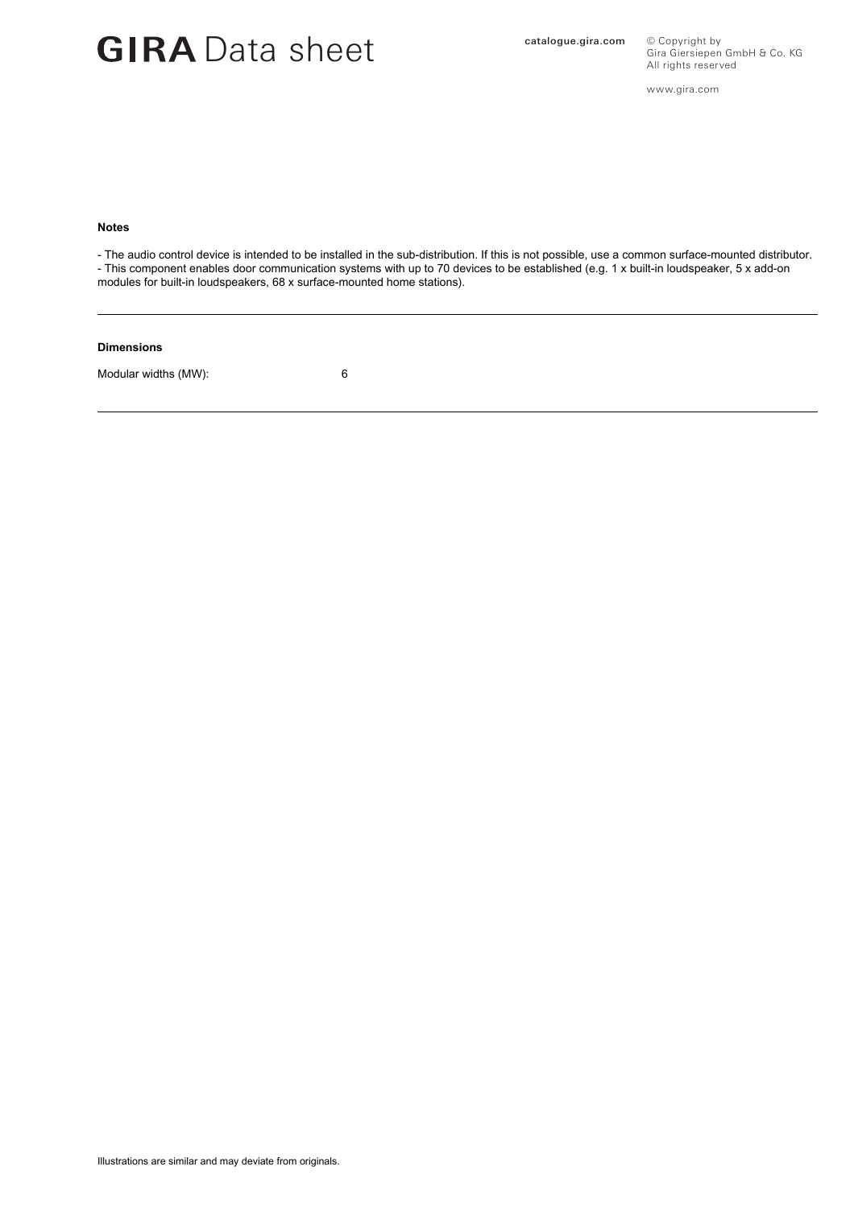### Notes

- The audio control device is intended to be installed in the sub-distribution. If this is not possible, use a common surface-mounted distributor.
- This component enables door communication systems with up to 70 devices to be established (e.g. 1 x built-in loudspeaker, 5 x add-on modules for built-in loudspeakers, 68 x surface-mounted home stations).

---

### Dimensions

| | |
|---|---|
| Modular widths (MW): | 6 |

---

Illustrations are similar and may deviate from originals.